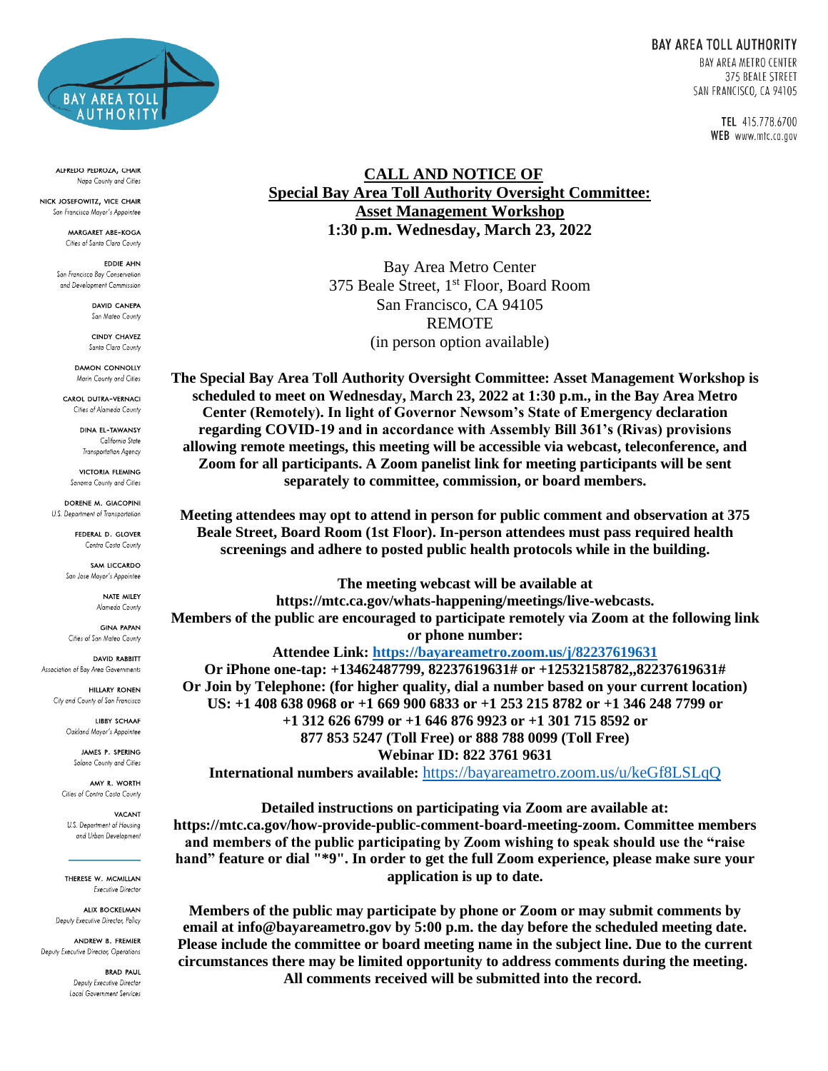**BAY AREA TOLL AUTHORITY**
BAY AREA METRO CENTER
375 BEALE STREET
SAN FRANCISCO, CA 94105

TEL 415.778.6700
WEB www.mtc.ca.gov

ALFREDO PEDROZA, CHAIR
*Napa County and Cities*

NICK JOSEFOWITZ, VICE CHAIR
*San Francisco Mayor's Appointee*

MARGARET ABE-KOGA
*Cities of Santa Clara County*

EDDIE AHN
*San Francisco Bay Conservation and Development Commission*

DAVID CANEPA
*San Mateo County*

CINDY CHAVEZ
*Santa Clara County*

DAMON CONNOLLY
*Marin County and Cities*

CAROL DUTRA-VERNACI
*Cities of Alameda County*

DINA EL-TAWANSY
*California State Transportation Agency*

VICTORIA FLEMING
*Sonoma County and Cities*

DORENE M. GIACOPINI
*U.S. Department of Transportation*

FEDERAL D. GLOVER
*Contra Costa County*

SAM LICCARDO
*San Jose Mayor's Appointee*

NATE MILEY
*Alameda County*

GINA PAPAN
*Cities of San Mateo County*

DAVID RABBITT
*Association of Bay Area Governments*

HILLARY RONEN
*City and County of San Francisco*

LIBBY SCHAAF
*Oakland Mayor's Appointee*

JAMES P. SPERING
*Solano County and Cities*

AMY R. WORTH
*Cities of Contra Costa County*

VACANT
*U.S. Department of Housing and Urban Development*

THERESE W. MCMILLAN
*Executive Director*

ALIX BOCKELMAN
*Deputy Executive Director, Policy*

ANDREW B. FREMIER
*Deputy Executive Director, Operations*

BRAD PAUL
*Deputy Executive Director Local Government Services*

# CALL AND NOTICE OF
## Special Bay Area Toll Authority Oversight Committee: Asset Management Workshop
**1:30 p.m. Wednesday, March 23, 2022**

Bay Area Metro Center
375 Beale Street, 1st Floor, Board Room
San Francisco, CA 94105
REMOTE
(in person option available)

**The Special Bay Area Toll Authority Oversight Committee: Asset Management Workshop is scheduled to meet on Wednesday, March 23, 2022 at 1:30 p.m., in the Bay Area Metro Center (Remotely). In light of Governor Newsom's State of Emergency declaration regarding COVID-19 and in accordance with Assembly Bill 361's (Rivas) provisions allowing remote meetings, this meeting will be accessible via webcast, teleconference, and Zoom for all participants. A Zoom panelist link for meeting participants will be sent separately to committee, commission, or board members.**

**Meeting attendees may opt to attend in person for public comment and observation at 375 Beale Street, Board Room (1st Floor). In-person attendees must pass required health screenings and adhere to posted public health protocols while in the building.**

**The meeting webcast will be available at https://mtc.ca.gov/whats-happening/meetings/live-webcasts.**
**Members of the public are encouraged to participate remotely via Zoom at the following link or phone number:**
**Attendee Link: https://bayareametro.zoom.us/j/82237619631**
**Or iPhone one-tap: +13462487799, 82237619631# or +12532158782,,82237619631#**
**Or Join by Telephone: (for higher quality, dial a number based on your current location)**
**US: +1 408 638 0968 or +1 669 900 6833 or +1 253 215 8782 or +1 346 248 7799 or +1 312 626 6799 or +1 646 876 9923 or +1 301 715 8592 or 877 853 5247 (Toll Free) or 888 788 0099 (Toll Free)**
**Webinar ID: 822 3761 9631**
**International numbers available:** https://bayareametro.zoom.us/u/keGf8LSLqQ

**Detailed instructions on participating via Zoom are available at: https://mtc.ca.gov/how-provide-public-comment-board-meeting-zoom. Committee members and members of the public participating by Zoom wishing to speak should use the "raise hand" feature or dial "\*9". In order to get the full Zoom experience, please make sure your application is up to date.**

**Members of the public may participate by phone or Zoom or may submit comments by email at info@bayareametro.gov by 5:00 p.m. the day before the scheduled meeting date. Please include the committee or board meeting name in the subject line. Due to the current circumstances there may be limited opportunity to address comments during the meeting. All comments received will be submitted into the record.**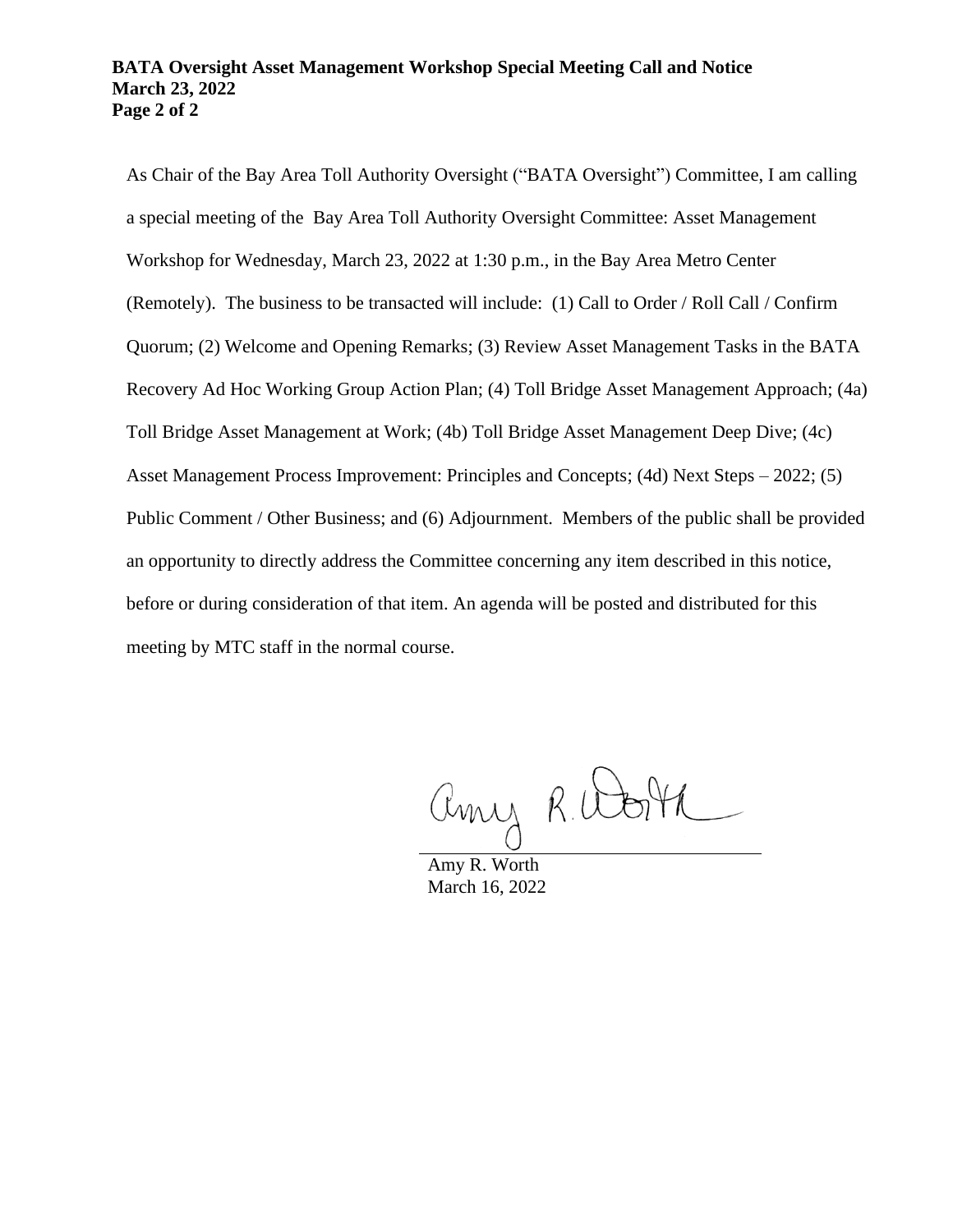As Chair of the Bay Area Toll Authority Oversight ("BATA Oversight") Committee, I am calling a special meeting of the Bay Area Toll Authority Oversight Committee: Asset Management Workshop for Wednesday, March 23, 2022 at 1:30 p.m., in the Bay Area Metro Center (Remotely). The business to be transacted will include: (1) Call to Order / Roll Call / Confirm Quorum; (2) Welcome and Opening Remarks; (3) Review Asset Management Tasks in the BATA Recovery Ad Hoc Working Group Action Plan; (4) Toll Bridge Asset Management Approach; (4a) Toll Bridge Asset Management at Work; (4b) Toll Bridge Asset Management Deep Dive; (4c) Asset Management Process Improvement: Principles and Concepts; (4d) Next Steps – 2022; (5) Public Comment / Other Business; and (6) Adjournment. Members of the public shall be provided an opportunity to directly address the Committee concerning any item described in this notice, before or during consideration of that item. An agenda will be posted and distributed for this meeting by MTC staff in the normal course.

Amy R. Worth
March 16, 2022